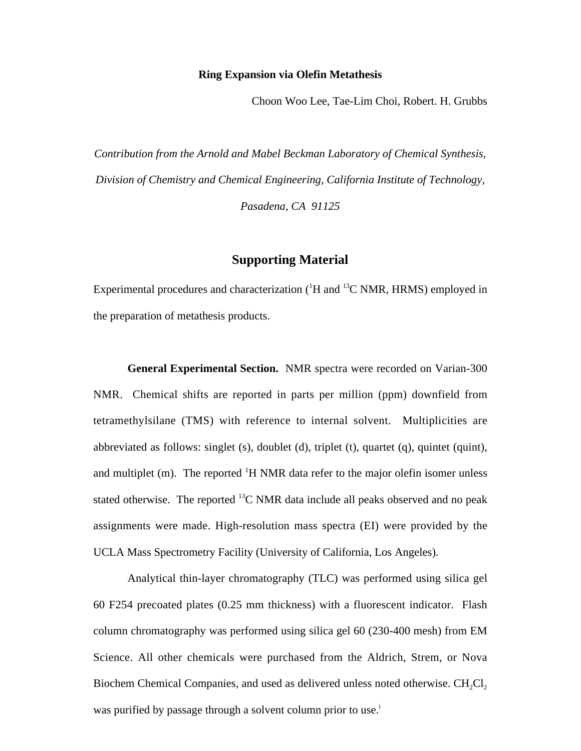# Ring Expansion via Olefin Metathesis

Choon Woo Lee, Tae-Lim Choi, Robert. H. Grubbs

*Contribution from the Arnold and Mabel Beckman Laboratory of Chemical Synthesis, Division of Chemistry and Chemical Engineering, California Institute of Technology, Pasadena, CA 91125*

## Supporting Material

Experimental procedures and characterization ($^{1}H$ and $^{13}C$ NMR, HRMS) employed in the preparation of metathesis products.

**General Experimental Section.** NMR spectra were recorded on Varian-300 NMR. Chemical shifts are reported in parts per million (ppm) downfield from tetramethylsilane (TMS) with reference to internal solvent. Multiplicities are abbreviated as follows: singlet (s), doublet (d), triplet (t), quartet (q), quintet (quint), and multiplet (m). The reported $^{1}H$ NMR data refer to the major olefin isomer unless stated otherwise. The reported $^{13}C$ NMR data include all peaks observed and no peak assignments were made. High-resolution mass spectra (EI) were provided by the UCLA Mass Spectrometry Facility (University of California, Los Angeles).

Analytical thin-layer chromatography (TLC) was performed using silica gel 60 F254 precoated plates (0.25 mm thickness) with a fluorescent indicator. Flash column chromatography was performed using silica gel 60 (230-400 mesh) from EM Science. All other chemicals were purchased from the Aldrich, Strem, or Nova Biochem Chemical Companies, and used as delivered unless noted otherwise. $CH_2Cl_2$ was purified by passage through a solvent column prior to use.[i]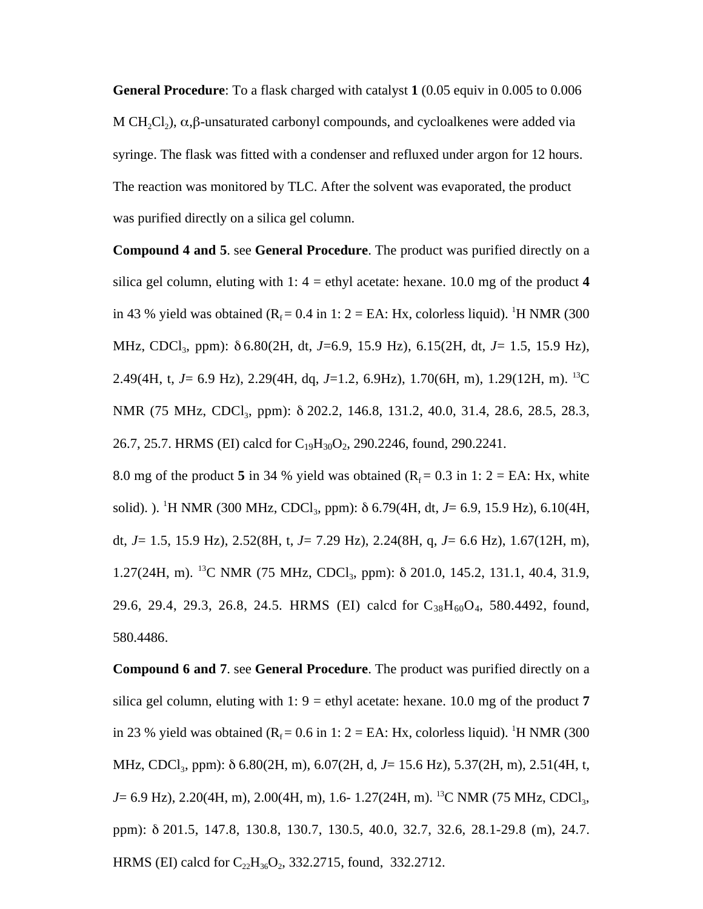**General Procedure**: To a flask charged with catalyst **1** (0.05 equiv in 0.005 to 0.006 M $CH_2Cl_2$), α,β-unsaturated carbonyl compounds, and cycloalkenes were added via syringe. The flask was fitted with a condenser and refluxed under argon for 12 hours. The reaction was monitored by TLC. After the solvent was evaporated, the product was purified directly on a silica gel column.

**Compound 4 and 5**. see **General Procedure**. The product was purified directly on a silica gel column, eluting with 1: 4 = ethyl acetate: hexane. 10.0 mg of the product **4** in 43 % yield was obtained ($R_f$ = 0.4 in 1: 2 = EA: Hx, colorless liquid). $^1$H NMR (300 MHz, $CDCl_3$, ppm): δ 6.80(2H, dt, *J*=6.9, 15.9 Hz), 6.15(2H, dt, *J*= 1.5, 15.9 Hz), 2.49(4H, t, *J*= 6.9 Hz), 2.29(4H, dq, *J*=1.2, 6.9Hz), 1.70(6H, m), 1.29(12H, m). $^{13}$C NMR (75 MHz, $CDCl_3$, ppm): δ 202.2, 146.8, 131.2, 40.0, 31.4, 28.6, 28.5, 28.3, 26.7, 25.7. HRMS (EI) calcd for $C_{19}H_{30}O_2$, 290.2246, found, 290.2241.

8.0 mg of the product **5** in 34 % yield was obtained ($R_f$ = 0.3 in 1: 2 = EA: Hx, white solid). ). $^1$H NMR (300 MHz, $CDCl_3$, ppm): δ 6.79(4H, dt, *J*= 6.9, 15.9 Hz), 6.10(4H, dt, *J*= 1.5, 15.9 Hz), 2.52(8H, t, *J*= 7.29 Hz), 2.24(8H, q, *J*= 6.6 Hz), 1.67(12H, m), 1.27(24H, m). $^{13}$C NMR (75 MHz, $CDCl_3$, ppm): δ 201.0, 145.2, 131.1, 40.4, 31.9, 29.6, 29.4, 29.3, 26.8, 24.5. HRMS (EI) calcd for $C_{38}H_{60}O_4$, 580.4492, found, 580.4486.

**Compound 6 and 7**. see **General Procedure**. The product was purified directly on a silica gel column, eluting with 1: 9 = ethyl acetate: hexane. 10.0 mg of the product **7** in 23 % yield was obtained ($R_f$ = 0.6 in 1: 2 = EA: Hx, colorless liquid). $^1$H NMR (300 MHz, $CDCl_3$, ppm): δ 6.80(2H, m), 6.07(2H, d, *J*= 15.6 Hz), 5.37(2H, m), 2.51(4H, t, *J*= 6.9 Hz), 2.20(4H, m), 2.00(4H, m), 1.6- 1.27(24H, m). $^{13}$C NMR (75 MHz, $CDCl_3$, ppm): δ 201.5, 147.8, 130.8, 130.7, 130.5, 40.0, 32.7, 32.6, 28.1-29.8 (m), 24.7. HRMS (EI) calcd for $C_{22}H_{36}O_2$, 332.2715, found, 332.2712.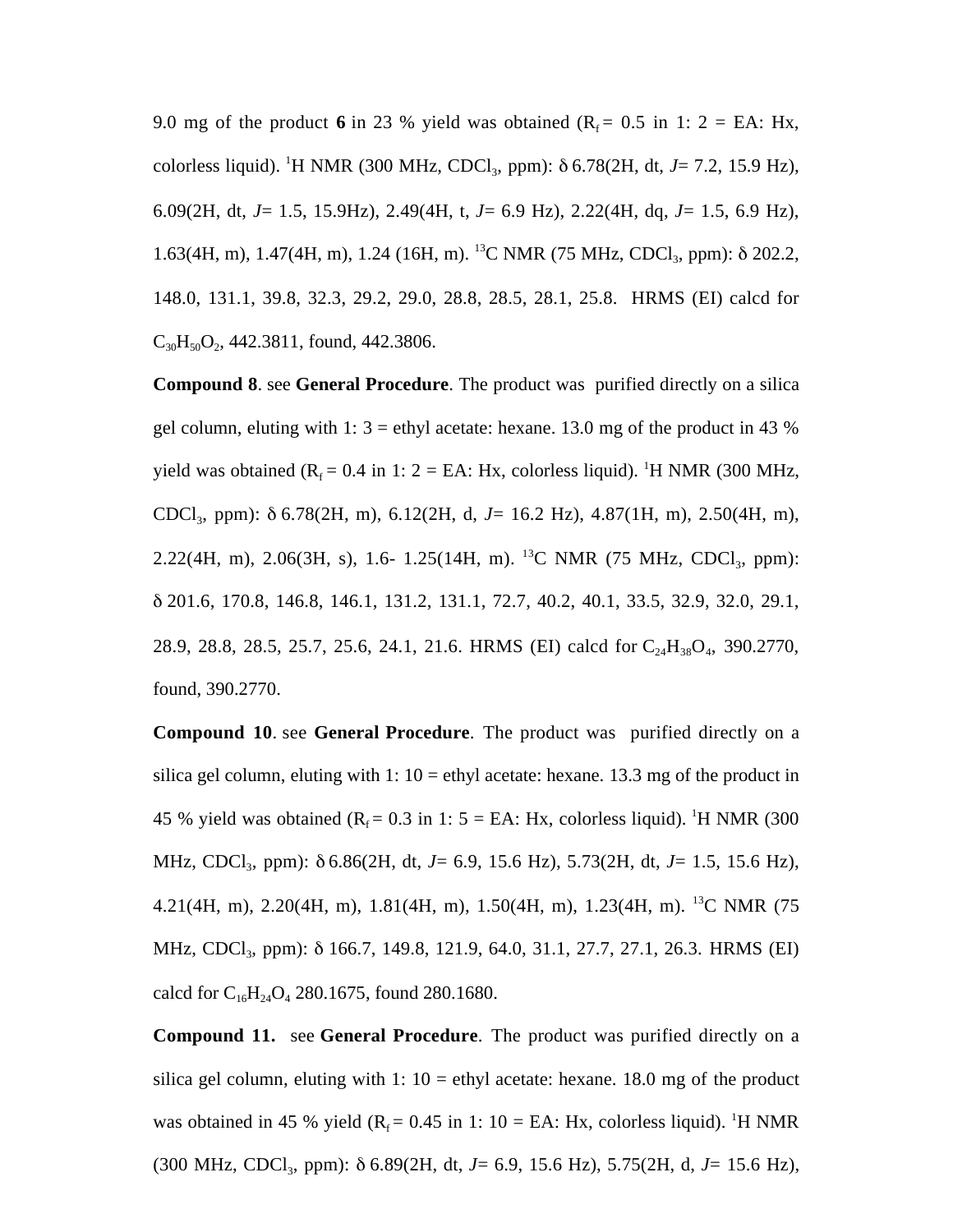9.0 mg of the product **6** in 23 % yield was obtained ($R_f$ = 0.5 in 1: 2 = EA: Hx, colorless liquid). $^1$H NMR (300 MHz, $CDCl_3$, ppm): δ 6.78(2H, dt, *J*= 7.2, 15.9 Hz), 6.09(2H, dt, *J*= 1.5, 15.9Hz), 2.49(4H, t, *J*= 6.9 Hz), 2.22(4H, dq, *J*= 1.5, 6.9 Hz), 1.63(4H, m), 1.47(4H, m), 1.24 (16H, m). $^{13}$C NMR (75 MHz, $CDCl_3$, ppm): δ 202.2, 148.0, 131.1, 39.8, 32.3, 29.2, 29.0, 28.8, 28.5, 28.1, 25.8. HRMS (EI) calcd for $C_{30}H_{50}O_2$, 442.3811, found, 442.3806.

**Compound 8**. see **General Procedure**. The product was purified directly on a silica gel column, eluting with 1: 3 = ethyl acetate: hexane. 13.0 mg of the product in 43 % yield was obtained ($R_f$ = 0.4 in 1: 2 = EA: Hx, colorless liquid). $^1$H NMR (300 MHz, $CDCl_3$, ppm): δ 6.78(2H, m), 6.12(2H, d, *J*= 16.2 Hz), 4.87(1H, m), 2.50(4H, m), 2.22(4H, m), 2.06(3H, s), 1.6- 1.25(14H, m). $^{13}$C NMR (75 MHz, $CDCl_3$, ppm): δ 201.6, 170.8, 146.8, 146.1, 131.2, 131.1, 72.7, 40.2, 40.1, 33.5, 32.9, 32.0, 29.1, 28.9, 28.8, 28.5, 25.7, 25.6, 24.1, 21.6. HRMS (EI) calcd for $C_{24}H_{38}O_4$, 390.2770, found, 390.2770.

**Compound 10**. see **General Procedure**. The product was purified directly on a silica gel column, eluting with 1: 10 = ethyl acetate: hexane. 13.3 mg of the product in 45 % yield was obtained ($R_f$ = 0.3 in 1: 5 = EA: Hx, colorless liquid). $^1$H NMR (300 MHz, $CDCl_3$, ppm): δ 6.86(2H, dt, *J*= 6.9, 15.6 Hz), 5.73(2H, dt, *J*= 1.5, 15.6 Hz), 4.21(4H, m), 2.20(4H, m), 1.81(4H, m), 1.50(4H, m), 1.23(4H, m). $^{13}$C NMR (75 MHz, $CDCl_3$, ppm): δ 166.7, 149.8, 121.9, 64.0, 31.1, 27.7, 27.1, 26.3. HRMS (EI) calcd for $C_{16}H_{24}O_4$ 280.1675, found 280.1680.

**Compound 11.** see **General Procedure**. The product was purified directly on a silica gel column, eluting with 1: 10 = ethyl acetate: hexane. 18.0 mg of the product was obtained in 45 % yield ($R_f$ = 0.45 in 1: 10 = EA: Hx, colorless liquid). $^1$H NMR (300 MHz, $CDCl_3$, ppm): δ 6.89(2H, dt, *J*= 6.9, 15.6 Hz), 5.75(2H, d, *J*= 15.6 Hz),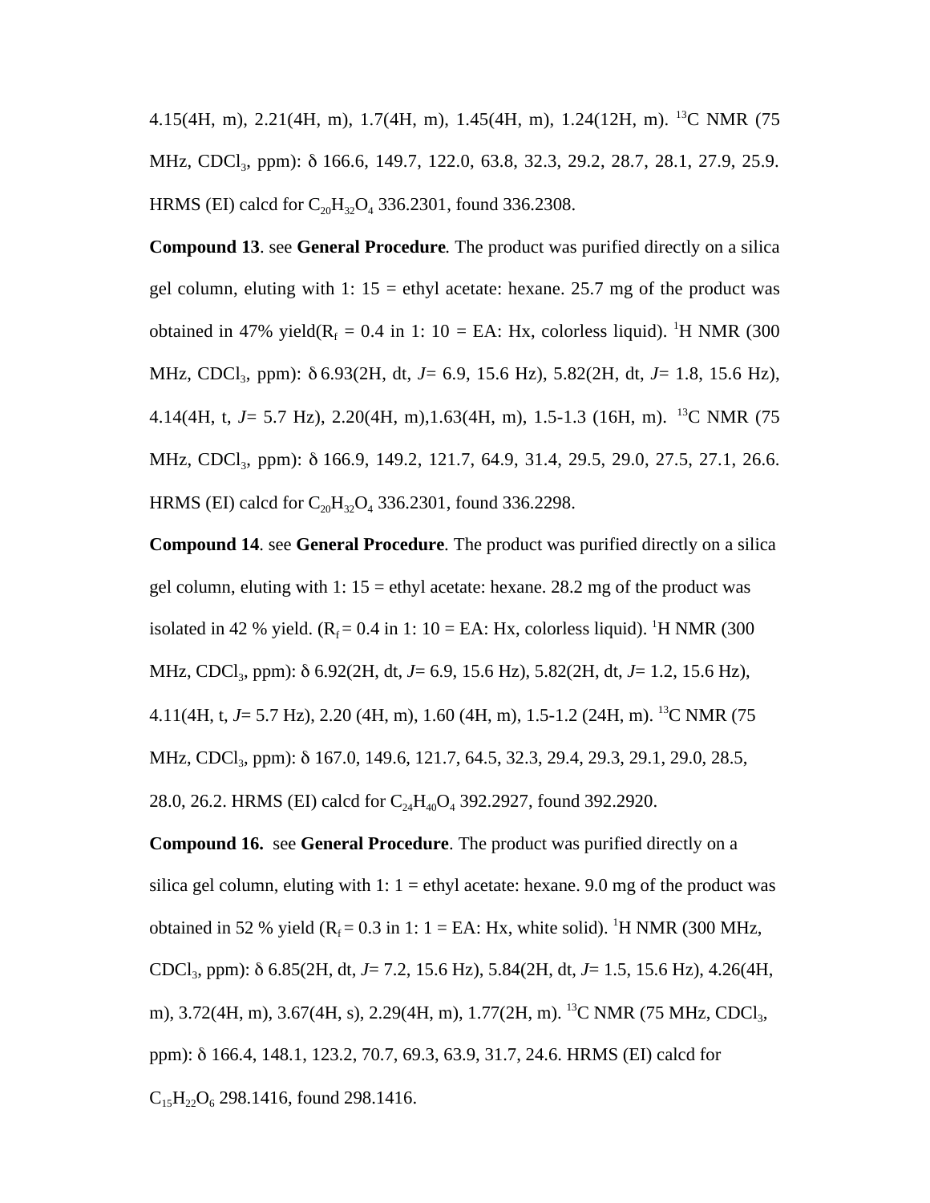4.15(4H, m), 2.21(4H, m), 1.7(4H, m), 1.45(4H, m), 1.24(12H, m). $^{13}$C NMR (75 MHz, $CDCl_3$, ppm): δ 166.6, 149.7, 122.0, 63.8, 32.3, 29.2, 28.7, 28.1, 27.9, 25.9. HRMS (EI) calcd for $C_{20}H_{32}O_4$ 336.2301, found 336.2308.

**Compound 13**. see **General Procedure**. The product was purified directly on a silica gel column, eluting with 1: 15 = ethyl acetate: hexane. 25.7 mg of the product was obtained in 47% yield($R_f$ = 0.4 in 1: 10 = EA: Hx, colorless liquid). $^1$H NMR (300 MHz, $CDCl_3$, ppm): δ 6.93(2H, dt, *J*= 6.9, 15.6 Hz), 5.82(2H, dt, *J*= 1.8, 15.6 Hz), 4.14(4H, t, *J*= 5.7 Hz), 2.20(4H, m),1.63(4H, m), 1.5-1.3 (16H, m). $^{13}$C NMR (75 MHz, $CDCl_3$, ppm): δ 166.9, 149.2, 121.7, 64.9, 31.4, 29.5, 29.0, 27.5, 27.1, 26.6. HRMS (EI) calcd for $C_{20}H_{32}O_4$ 336.2301, found 336.2298.

**Compound 14**. see **General Procedure**. The product was purified directly on a silica gel column, eluting with 1: 15 = ethyl acetate: hexane. 28.2 mg of the product was isolated in 42 % yield. ($R_f$ = 0.4 in 1: 10 = EA: Hx, colorless liquid). $^1$H NMR (300 MHz, $CDCl_3$, ppm): δ 6.92(2H, dt, *J*= 6.9, 15.6 Hz), 5.82(2H, dt, *J*= 1.2, 15.6 Hz), 4.11(4H, t, *J*= 5.7 Hz), 2.20 (4H, m), 1.60 (4H, m), 1.5-1.2 (24H, m). $^{13}$C NMR (75 MHz, $CDCl_3$, ppm): δ 167.0, 149.6, 121.7, 64.5, 32.3, 29.4, 29.3, 29.1, 29.0, 28.5, 28.0, 26.2. HRMS (EI) calcd for $C_{24}H_{40}O_4$ 392.2927, found 392.2920.

**Compound 16.** see **General Procedure**. The product was purified directly on a silica gel column, eluting with 1: 1 = ethyl acetate: hexane. 9.0 mg of the product was obtained in 52 % yield ($R_f$ = 0.3 in 1: 1 = EA: Hx, white solid). $^1$H NMR (300 MHz, $CDCl_3$, ppm): δ 6.85(2H, dt, *J*= 7.2, 15.6 Hz), 5.84(2H, dt, *J*= 1.5, 15.6 Hz), 4.26(4H, m), 3.72(4H, m), 3.67(4H, s), 2.29(4H, m), 1.77(2H, m). $^{13}$C NMR (75 MHz, $CDCl_3$, ppm): δ 166.4, 148.1, 123.2, 70.7, 69.3, 63.9, 31.7, 24.6. HRMS (EI) calcd for $C_{15}H_{22}O_6$ 298.1416, found 298.1416.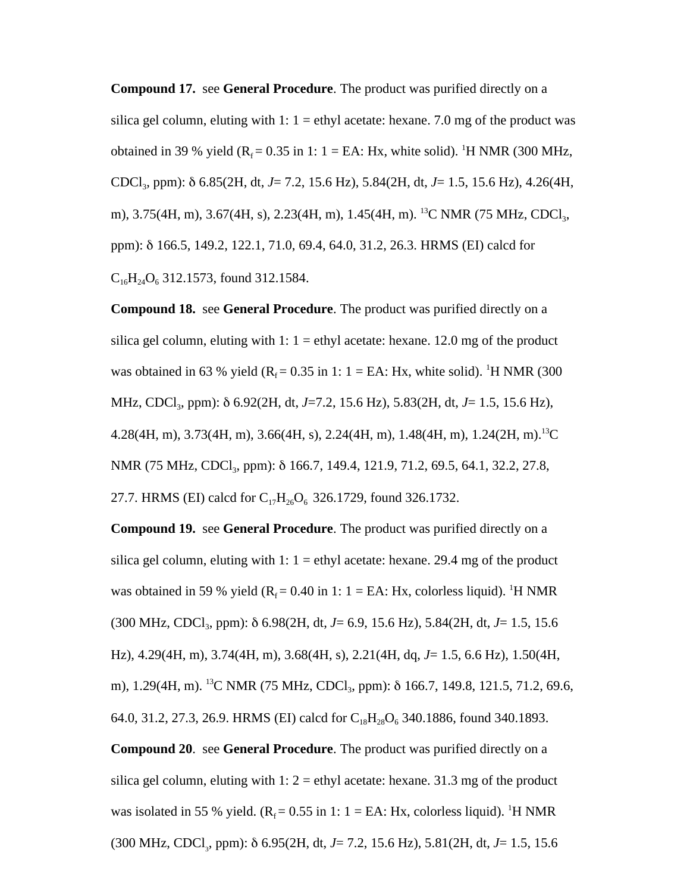**Compound 17.** see **General Procedure**. The product was purified directly on a silica gel column, eluting with 1: 1 = ethyl acetate: hexane. 7.0 mg of the product was obtained in 39 % yield ($R_f$ = 0.35 in 1: 1 = EA: Hx, white solid). $^1$H NMR (300 MHz, $CDCl_3$, ppm): δ 6.85(2H, dt, *J*= 7.2, 15.6 Hz), 5.84(2H, dt, *J*= 1.5, 15.6 Hz), 4.26(4H, m), 3.75(4H, m), 3.67(4H, s), 2.23(4H, m), 1.45(4H, m). $^{13}$C NMR (75 MHz, $CDCl_3$, ppm): δ 166.5, 149.2, 122.1, 71.0, 69.4, 64.0, 31.2, 26.3. HRMS (EI) calcd for $C_{16}H_{24}O_6$ 312.1573, found 312.1584.

**Compound 18.** see **General Procedure**. The product was purified directly on a silica gel column, eluting with 1: 1 = ethyl acetate: hexane. 12.0 mg of the product was obtained in 63 % yield ($R_f$ = 0.35 in 1: 1 = EA: Hx, white solid). $^1$H NMR (300 MHz, $CDCl_3$, ppm): δ 6.92(2H, dt, *J*=7.2, 15.6 Hz), 5.83(2H, dt, *J*= 1.5, 15.6 Hz), 4.28(4H, m), 3.73(4H, m), 3.66(4H, s), 2.24(4H, m), 1.48(4H, m), 1.24(2H, m).$^{13}$C NMR (75 MHz, $CDCl_3$, ppm): δ 166.7, 149.4, 121.9, 71.2, 69.5, 64.1, 32.2, 27.8, 27.7. HRMS (EI) calcd for $C_{17}H_{26}O_6$ 326.1729, found 326.1732.

**Compound 19.** see **General Procedure**. The product was purified directly on a silica gel column, eluting with 1: 1 = ethyl acetate: hexane. 29.4 mg of the product was obtained in 59 % yield ($R_f$ = 0.40 in 1: 1 = EA: Hx, colorless liquid). $^1$H NMR (300 MHz, $CDCl_3$, ppm): δ 6.98(2H, dt, *J*= 6.9, 15.6 Hz), 5.84(2H, dt, *J*= 1.5, 15.6 Hz), 4.29(4H, m), 3.74(4H, m), 3.68(4H, s), 2.21(4H, dq, *J*= 1.5, 6.6 Hz), 1.50(4H, m), 1.29(4H, m). $^{13}$C NMR (75 MHz, $CDCl_3$, ppm): δ 166.7, 149.8, 121.5, 71.2, 69.6, 64.0, 31.2, 27.3, 26.9. HRMS (EI) calcd for $C_{18}H_{28}O_6$ 340.1886, found 340.1893.

**Compound 20**. see **General Procedure**. The product was purified directly on a silica gel column, eluting with 1: 2 = ethyl acetate: hexane. 31.3 mg of the product was isolated in 55 % yield. ($R_f$ = 0.55 in 1: 1 = EA: Hx, colorless liquid). $^1$H NMR (300 MHz, $CDCl_3$, ppm): δ 6.95(2H, dt, *J*= 7.2, 15.6 Hz), 5.81(2H, dt, *J*= 1.5, 15.6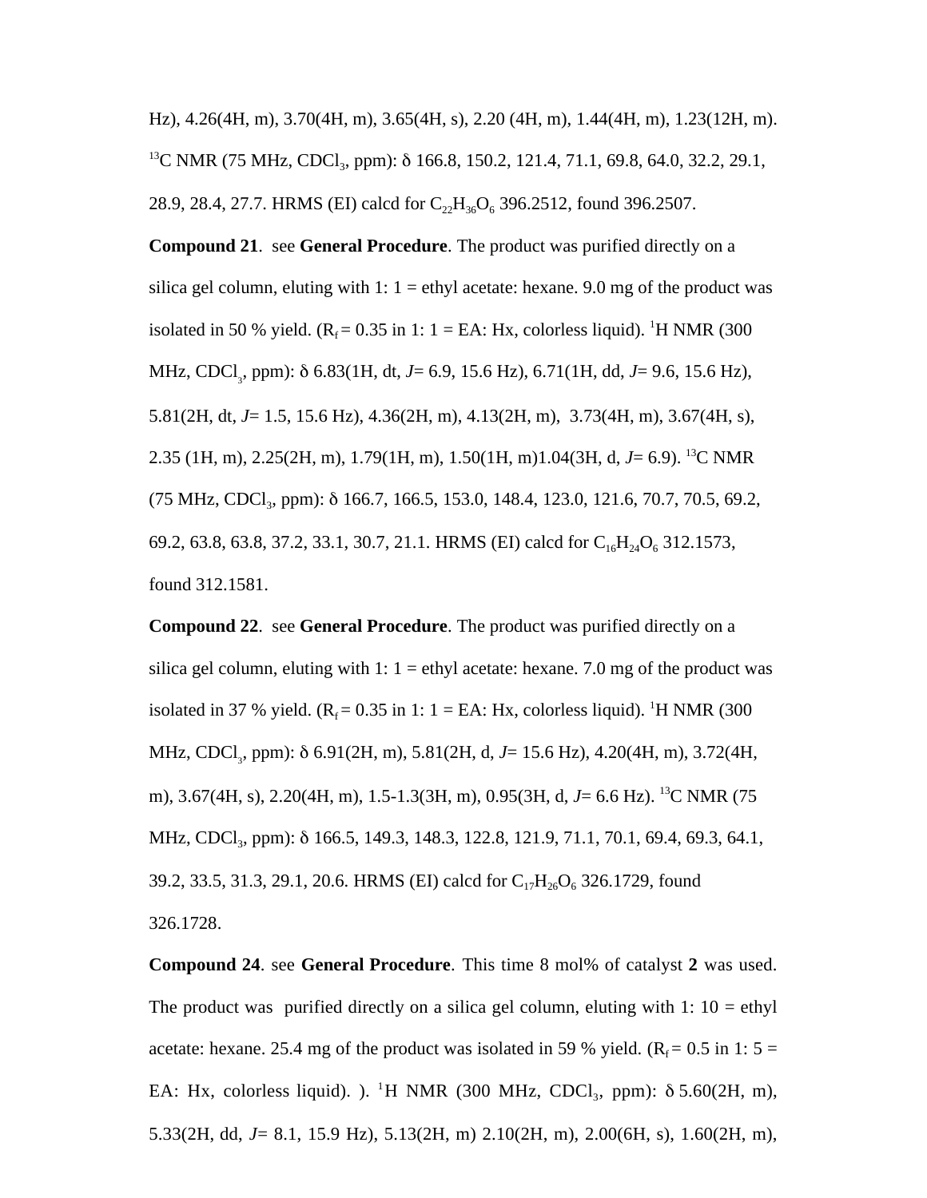Hz), 4.26(4H, m), 3.70(4H, m), 3.65(4H, s), 2.20 (4H, m), 1.44(4H, m), 1.23(12H, m). $^{13}$C NMR (75 MHz, $CDCl_3$, ppm): δ 166.8, 150.2, 121.4, 71.1, 69.8, 64.0, 32.2, 29.1, 28.9, 28.4, 27.7. HRMS (EI) calcd for $C_{22}H_{36}O_6$ 396.2512, found 396.2507.

**Compound 21**. see **General Procedure**. The product was purified directly on a silica gel column, eluting with 1: 1 = ethyl acetate: hexane. 9.0 mg of the product was isolated in 50 % yield. ($R_f$ = 0.35 in 1: 1 = EA: Hx, colorless liquid). $^1$H NMR (300 MHz, $CDCl_3$, ppm): δ 6.83(1H, dt, *J*= 6.9, 15.6 Hz), 6.71(1H, dd, *J*= 9.6, 15.6 Hz), 5.81(2H, dt, *J*= 1.5, 15.6 Hz), 4.36(2H, m), 4.13(2H, m), 3.73(4H, m), 3.67(4H, s), 2.35 (1H, m), 2.25(2H, m), 1.79(1H, m), 1.50(1H, m)1.04(3H, d, *J*= 6.9). $^{13}$C NMR (75 MHz, $CDCl_3$, ppm): δ 166.7, 166.5, 153.0, 148.4, 123.0, 121.6, 70.7, 70.5, 69.2, 69.2, 63.8, 63.8, 37.2, 33.1, 30.7, 21.1. HRMS (EI) calcd for $C_{16}H_{24}O_6$ 312.1573, found 312.1581.

**Compound 22**. see **General Procedure**. The product was purified directly on a silica gel column, eluting with 1: 1 = ethyl acetate: hexane. 7.0 mg of the product was isolated in 37 % yield. ($R_f$ = 0.35 in 1: 1 = EA: Hx, colorless liquid). $^1$H NMR (300 MHz, $CDCl_3$, ppm): δ 6.91(2H, m), 5.81(2H, d, *J*= 15.6 Hz), 4.20(4H, m), 3.72(4H, m), 3.67(4H, s), 2.20(4H, m), 1.5-1.3(3H, m), 0.95(3H, d, *J*= 6.6 Hz). $^{13}$C NMR (75 MHz, $CDCl_3$, ppm): δ 166.5, 149.3, 148.3, 122.8, 121.9, 71.1, 70.1, 69.4, 69.3, 64.1, 39.2, 33.5, 31.3, 29.1, 20.6. HRMS (EI) calcd for $C_{17}H_{26}O_6$ 326.1729, found 326.1728.

**Compound 24**. see **General Procedure**. This time 8 mol% of catalyst **2** was used. The product was purified directly on a silica gel column, eluting with 1: 10 = ethyl acetate: hexane. 25.4 mg of the product was isolated in 59 % yield. ($R_f$ = 0.5 in 1: 5 = EA: Hx, colorless liquid). ). $^1$H NMR (300 MHz, $CDCl_3$, ppm): δ 5.60(2H, m), 5.33(2H, dd, *J*= 8.1, 15.9 Hz), 5.13(2H, m) 2.10(2H, m), 2.00(6H, s), 1.60(2H, m),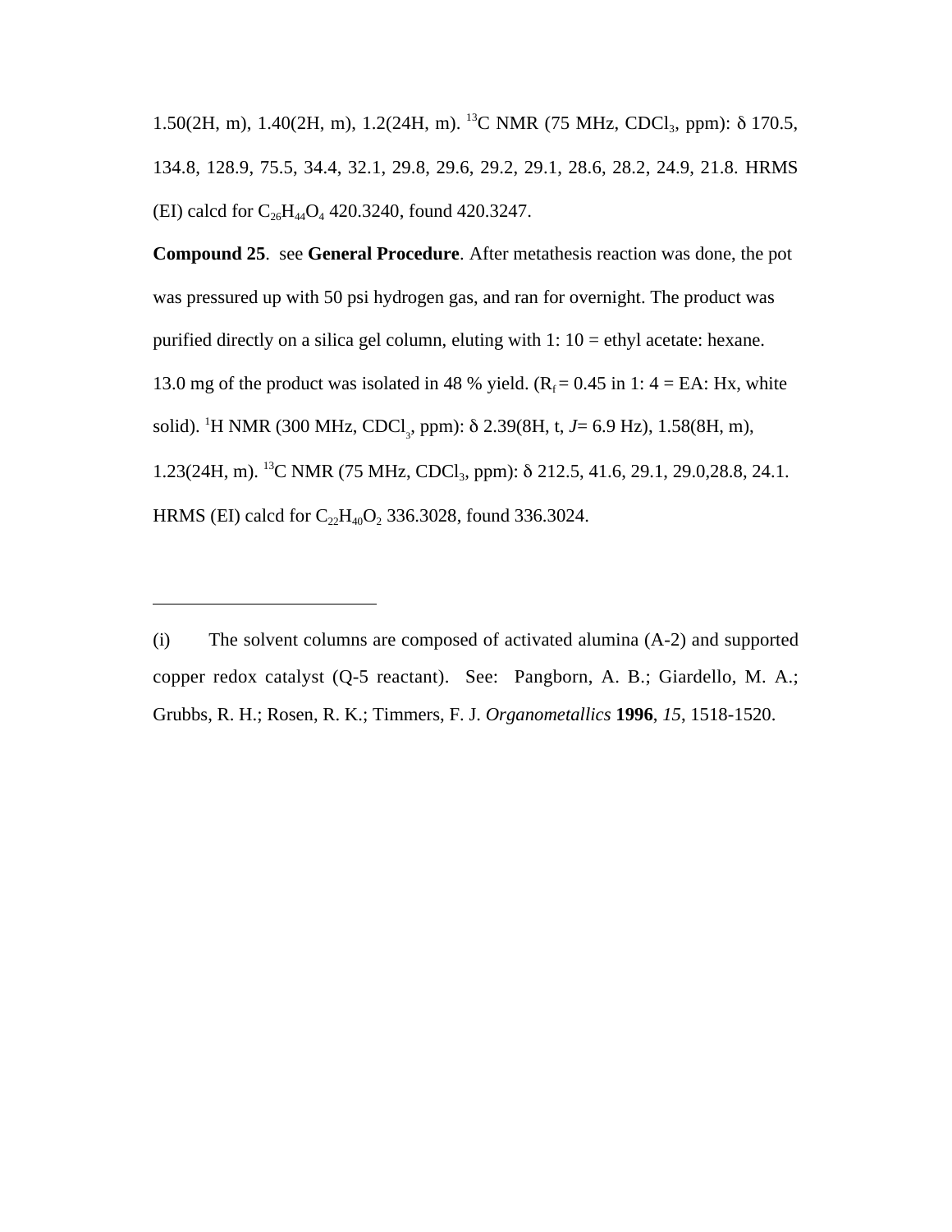1.50(2H, m), 1.40(2H, m), 1.2(24H, m). $^{13}C$ NMR (75 MHz, $CDCl_3$, ppm): δ 170.5, 134.8, 128.9, 75.5, 34.4, 32.1, 29.8, 29.6, 29.2, 29.1, 28.6, 28.2, 24.9, 21.8. HRMS (EI) calcd for $C_{26}H_{44}O_4$ 420.3240, found 420.3247.

**Compound 25**. see **General Procedure**. After metathesis reaction was done, the pot was pressured up with 50 psi hydrogen gas, and ran for overnight. The product was purified directly on a silica gel column, eluting with 1: 10 = ethyl acetate: hexane. 13.0 mg of the product was isolated in 48 % yield. ($R_f$ = 0.45 in 1: 4 = EA: Hx, white solid). $^1H$ NMR (300 MHz, $CDCl_3$, ppm): δ 2.39(8H, t, *J*= 6.9 Hz), 1.58(8H, m), 1.23(24H, m). $^{13}C$ NMR (75 MHz, $CDCl_3$, ppm): δ 212.5, 41.6, 29.1, 29.0,28.8, 24.1. HRMS (EI) calcd for $C_{22}H_{40}O_2$ 336.3028, found 336.3024.

---

(i) The solvent columns are composed of activated alumina (A-2) and supported copper redox catalyst (Q-5 reactant). See: Pangborn, A. B.; Giardello, M. A.; Grubbs, R. H.; Rosen, R. K.; Timmers, F. J. *Organometallics* **1996**, *15*, 1518-1520.